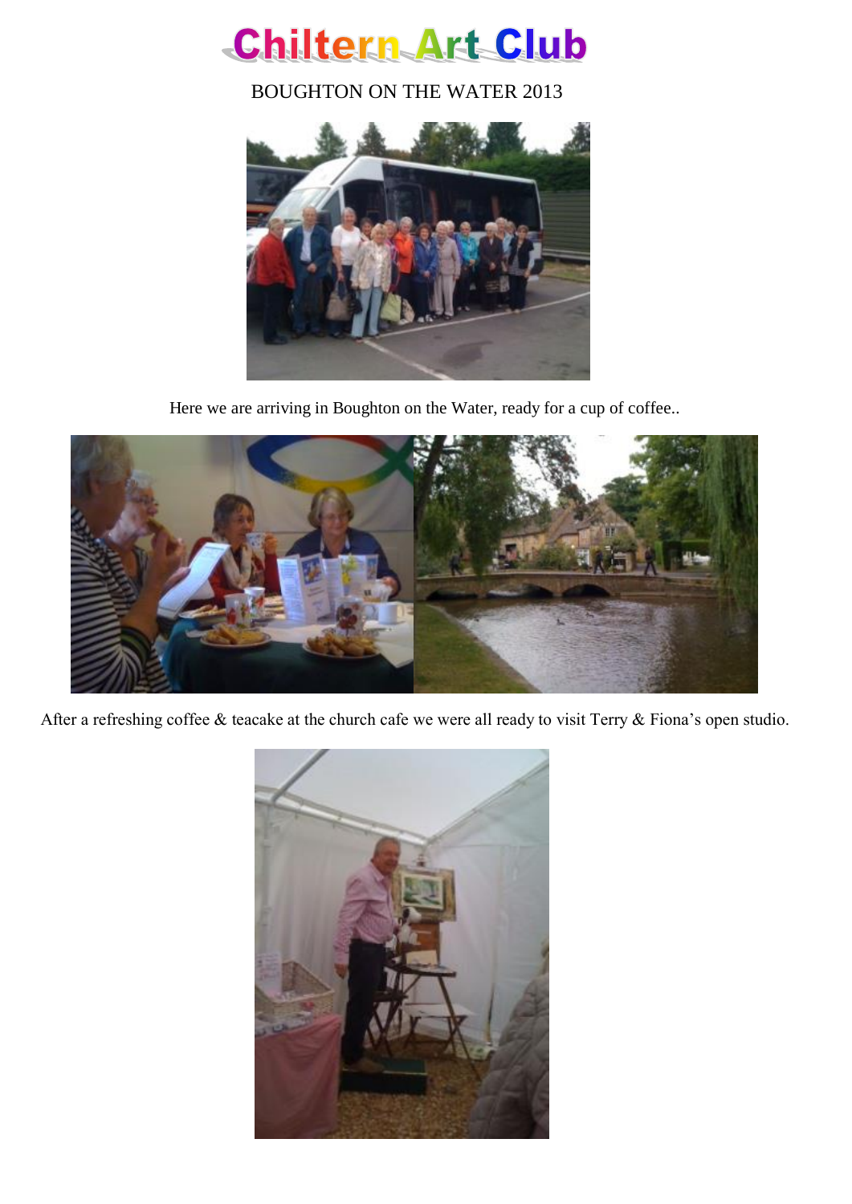# Chiltern Art Club

BOUGHTON ON THE WATER 2013

Here we are arriving in Boughton on the Water, ready for a cup of coffee..

After a refreshing coffee & teacake at the church cafe we were all ready to visit Terry & Fiona's open studio.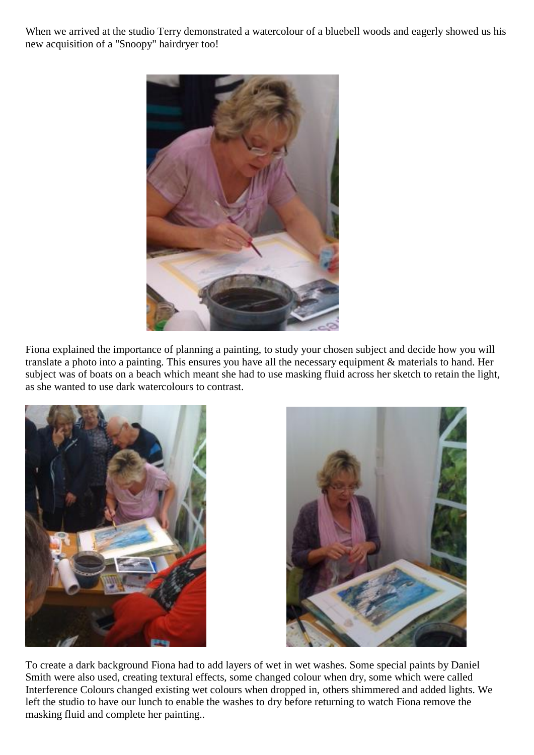When we arrived at the studio Terry demonstrated a watercolour of a bluebell woods and eagerly showed us his new acquisition of a "Snoopy" hairdryer too!

Fiona explained the importance of planning a painting, to study your chosen subject and decide how you will translate a photo into a painting. This ensures you have all the necessary equipment & materials to hand. Her subject was of boats on a beach which meant she had to use masking fluid across her sketch to retain the light, as she wanted to use dark watercolours to contrast.

To create a dark background Fiona had to add layers of wet in wet washes. Some special paints by Daniel Smith were also used, creating textural effects, some changed colour when dry, some which were called Interference Colours changed existing wet colours when dropped in, others shimmered and added lights. We left the studio to have our lunch to enable the washes to dry before returning to watch Fiona remove the masking fluid and complete her painting..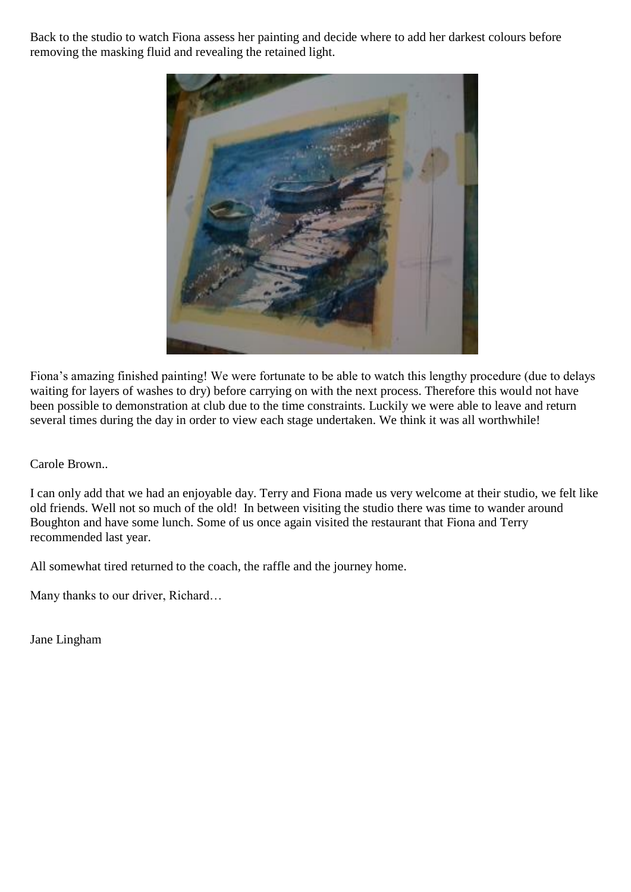Back to the studio to watch Fiona assess her painting and decide where to add her darkest colours before removing the masking fluid and revealing the retained light.

Fiona's amazing finished painting! We were fortunate to be able to watch this lengthy procedure (due to delays waiting for layers of washes to dry) before carrying on with the next process. Therefore this would not have been possible to demonstration at club due to the time constraints. Luckily we were able to leave and return several times during the day in order to view each stage undertaken. We think it was all worthwhile!

Carole Brown..

I can only add that we had an enjoyable day. Terry and Fiona made us very welcome at their studio, we felt like old friends. Well not so much of the old! In between visiting the studio there was time to wander around Boughton and have some lunch. Some of us once again visited the restaurant that Fiona and Terry recommended last year.

All somewhat tired returned to the coach, the raffle and the journey home.

Many thanks to our driver, Richard…

Jane Lingham